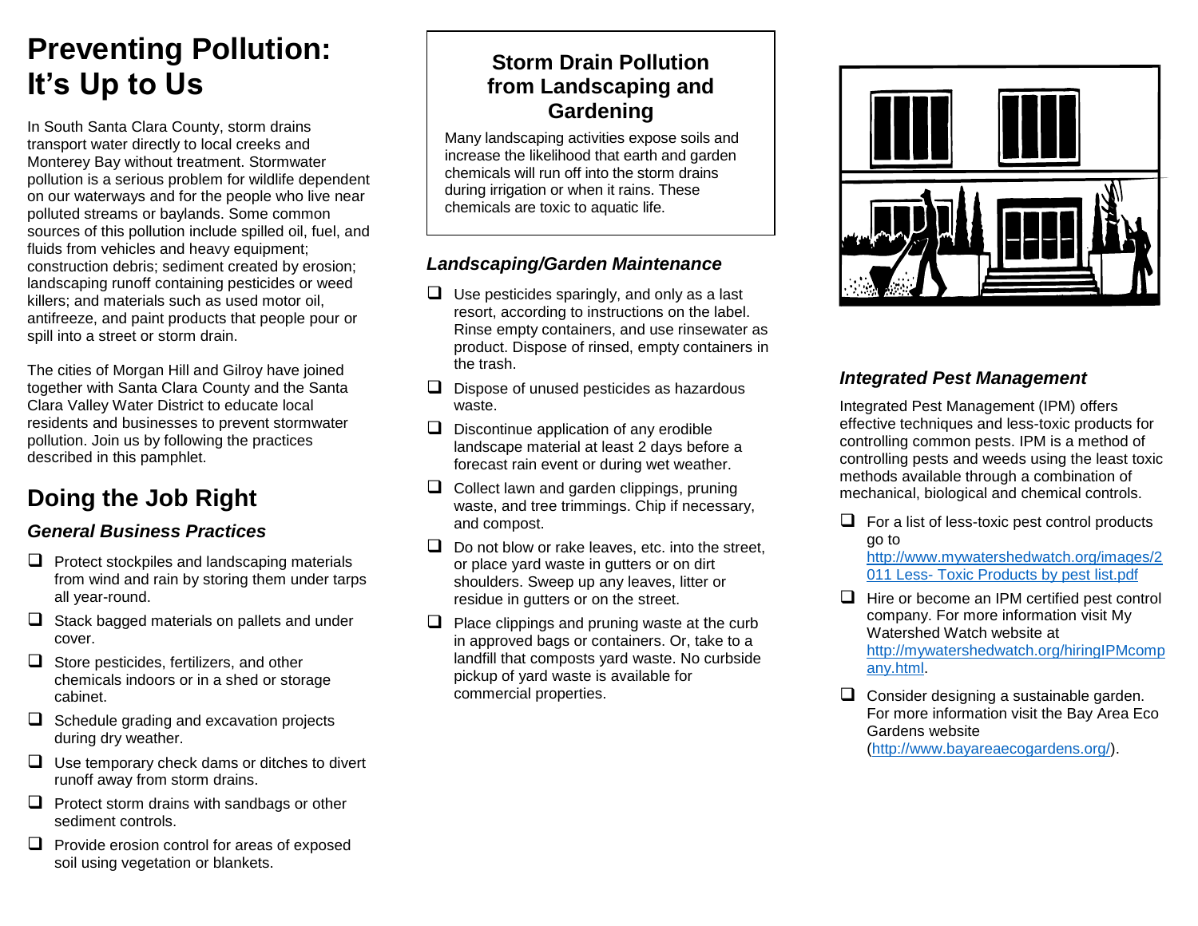# Preventing Pollution: It's Up to Us

In South Santa Clara County, storm drains transport water directly to local creeks and Monterey Bay without treatment. Stormwater pollution is a serious problem for wildlife dependent on our waterways and for the people who live near polluted streams or baylands. Some common sources of this pollution include spilled oil, fuel, and fluids from vehicles and heavy equipment; construction debris; sediment created by erosion; landscaping runoff containing pesticides or weed killers; and materials such as used motor oil, antifreeze, and paint products that people pour or spill into a street or storm drain.

The cities of Morgan Hill and Gilroy have joined together with Santa Clara County and the Santa Clara Valley Water District to educate local residents and businesses to prevent stormwater pollution. Join us by following the practices described in this pamphlet.

## Doing the Job Right

### *General Business Practices*

- ❑ Protect stockpiles and landscaping materials from wind and rain by storing them under tarps all year-round.
- ❑ Stack bagged materials on pallets and under cover.
- ❑ Store pesticides, fertilizers, and other chemicals indoors or in a shed or storage cabinet.
- ❑ Schedule grading and excavation projects during dry weather.
- ❑ Use temporary check dams or ditches to divert runoff away from storm drains.
- ❑ Protect storm drains with sandbags or other sediment controls.
- ❑ Provide erosion control for areas of exposed soil using vegetation or blankets.

## Storm Drain Pollution from Landscaping and Gardening

Many landscaping activities expose soils and increase the likelihood that earth and garden chemicals will run off into the storm drains during irrigation or when it rains. These chemicals are toxic to aquatic life.

### *Landscaping/Garden Maintenance*

- ❑ Use pesticides sparingly, and only as a last resort, according to instructions on the label. Rinse empty containers, and use rinsewater as product. Dispose of rinsed, empty containers in the trash.
- ❑ Dispose of unused pesticides as hazardous waste.
- ❑ Discontinue application of any erodible landscape material at least 2 days before a forecast rain event or during wet weather.
- ❑ Collect lawn and garden clippings, pruning waste, and tree trimmings. Chip if necessary, and compost.
- ❑ Do not blow or rake leaves, etc. into the street, or place yard waste in gutters or on dirt shoulders. Sweep up any leaves, litter or residue in gutters or on the street.
- ❑ Place clippings and pruning waste at the curb in approved bags or containers. Or, take to a landfill that composts yard waste. No curbside pickup of yard waste is available for commercial properties.

### *Integrated Pest Management*

Integrated Pest Management (IPM) offers effective techniques and less-toxic products for controlling common pests. IPM is a method of controlling pests and weeds using the least toxic methods available through a combination of mechanical, biological and chemical controls.

- ❑ For a list of less-toxic pest control products go to http://www.mywatershedwatch.org/images/2011 Less- Toxic Products by pest list.pdf
- ❑ Hire or become an IPM certified pest control company. For more information visit My Watershed Watch website at http://mywatershedwatch.org/hiringIPMcompany.html.
- ❑ Consider designing a sustainable garden. For more information visit the Bay Area Eco Gardens website (http://www.bayareaecogardens.org/).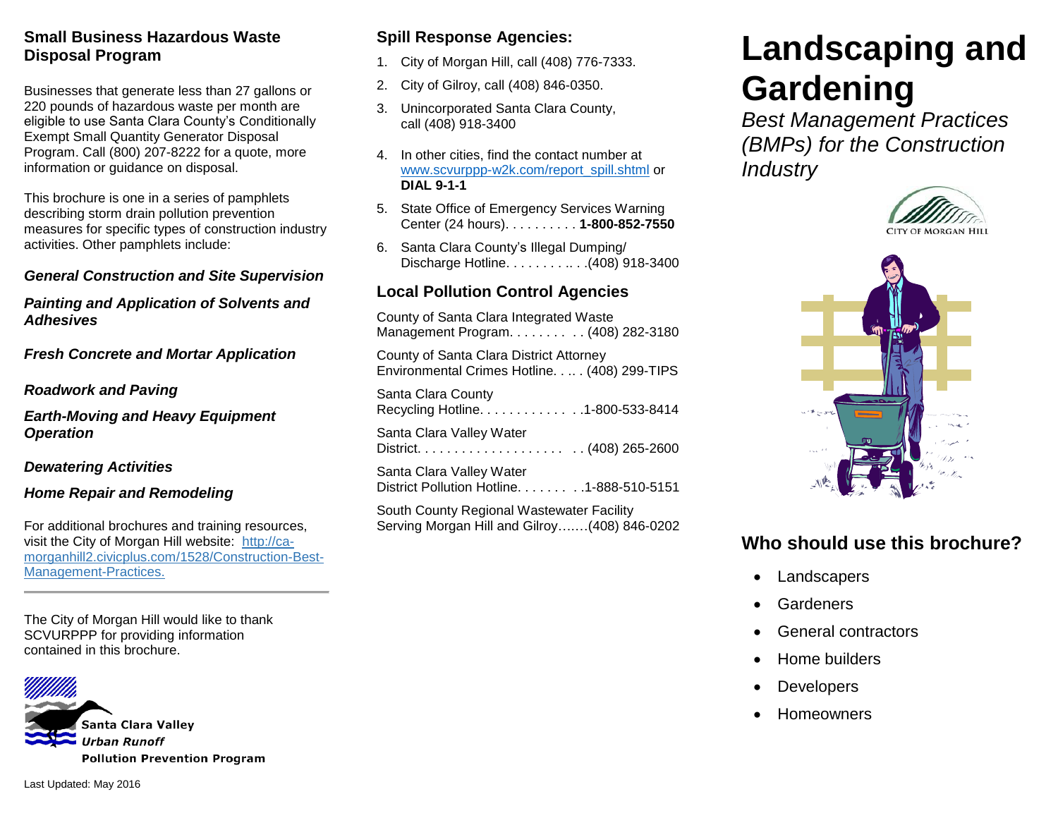## Small Business Hazardous Waste Disposal Program

Businesses that generate less than 27 gallons or 220 pounds of hazardous waste per month are eligible to use Santa Clara County's Conditionally Exempt Small Quantity Generator Disposal Program. Call (800) 207-8222 for a quote, more information or guidance on disposal.

This brochure is one in a series of pamphlets describing storm drain pollution prevention measures for specific types of construction industry activities. Other pamphlets include:

***General Construction and Site Supervision***

***Painting and Application of Solvents and Adhesives***

***Fresh Concrete and Mortar Application***

***Roadwork and Paving***

***Earth-Moving and Heavy Equipment Operation***

***Dewatering Activities***

***Home Repair and Remodeling***

For additional brochures and training resources, visit the City of Morgan Hill website: http://ca-morganhill2.civicplus.com/1528/Construction-Best-Management-Practices.

---

The City of Morgan Hill would like to thank SCVURPPP for providing information contained in this brochure.

Santa Clara Valley
*Urban Runoff*
Pollution Prevention Program

Last Updated: May 2016

## Spill Response Agencies:

1. City of Morgan Hill, call (408) 776-7333.
2. City of Gilroy, call (408) 846-0350.
3. Unincorporated Santa Clara County, call (408) 918-3400
4. In other cities, find the contact number at www.scvurppp-w2k.com/report_spill.shtml or **DIAL 9-1-1**
5. State Office of Emergency Services Warning Center (24 hours). . . . . . . . . . **1-800-852-7550**
6. Santa Clara County's Illegal Dumping/ Discharge Hotline. . . . . . . . .. . .(408) 918-3400

## Local Pollution Control Agencies

County of Santa Clara Integrated Waste Management Program. . . . . . . . . . (408) 282-3180

County of Santa Clara District Attorney Environmental Crimes Hotline. . .. . (408) 299-TIPS

Santa Clara County Recycling Hotline. . . . . . . . . . . . . .1-800-533-8414

Santa Clara Valley Water District. . . . . . . . . . . . . . . . . . . . . . (408) 265-2600

Santa Clara Valley Water District Pollution Hotline. . . . . . . . .1-888-510-5151

South County Regional Wastewater Facility Serving Morgan Hill and Gilroy…….(408) 846-0202

# Landscaping and Gardening

*Best Management Practices (BMPs) for the Construction Industry*

CITY OF MORGAN HILL

## Who should use this brochure?

- Landscapers
- Gardeners
- General contractors
- Home builders
- Developers
- Homeowners